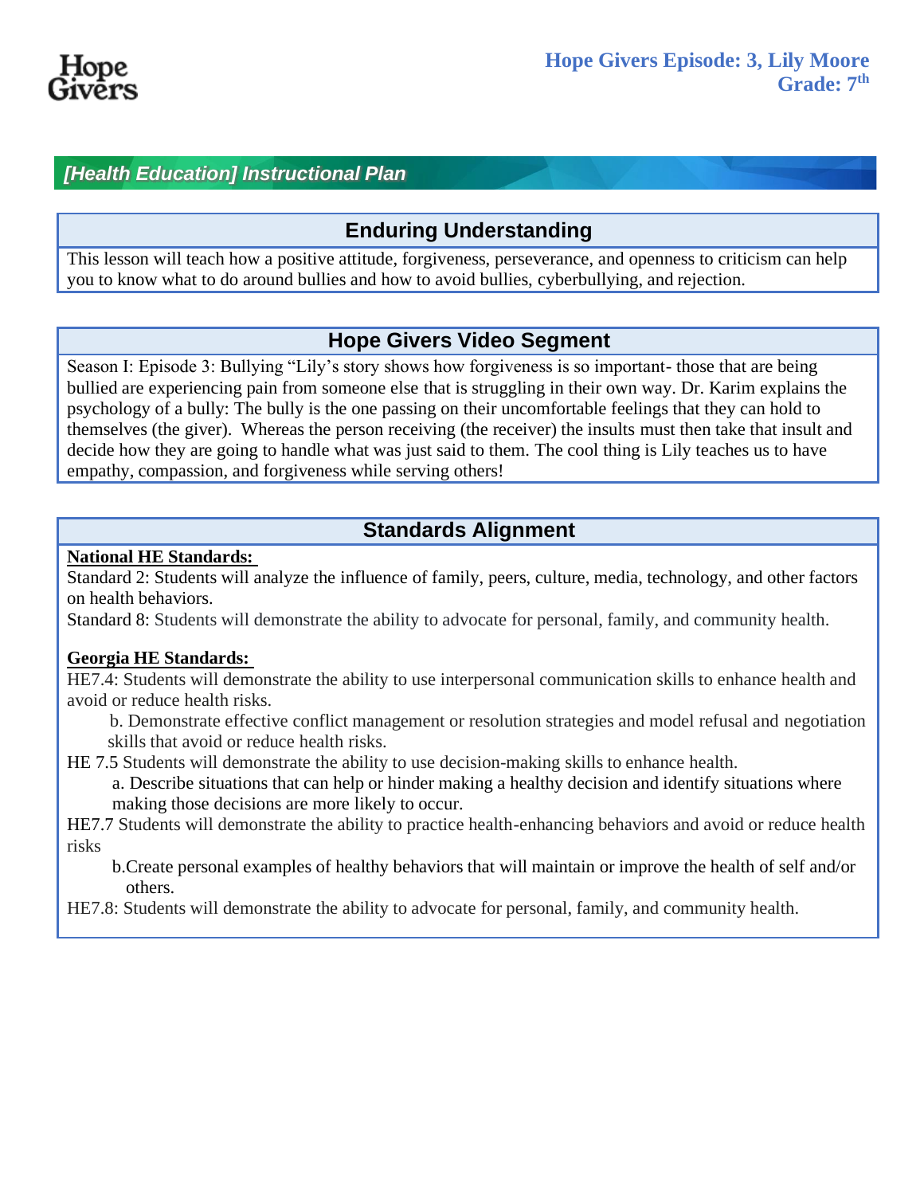Hope Givers

**Hope Givers Episode: 3, Lily Moore**
**Grade: 7th**

## *[Health Education] Instructional Plan*

### Enduring Understanding

This lesson will teach how a positive attitude, forgiveness, perseverance, and openness to criticism can help you to know what to do around bullies and how to avoid bullies, cyberbullying, and rejection.

### Hope Givers Video Segment

Season I: Episode 3: Bullying "Lily's story shows how forgiveness is so important- those that are being bullied are experiencing pain from someone else that is struggling in their own way. Dr. Karim explains the psychology of a bully: The bully is the one passing on their uncomfortable feelings that they can hold to themselves (the giver). Whereas the person receiving (the receiver) the insults must then take that insult and decide how they are going to handle what was just said to them. The cool thing is Lily teaches us to have empathy, compassion, and forgiveness while serving others!

### Standards Alignment

**National HE Standards:**

Standard 2: Students will analyze the influence of family, peers, culture, media, technology, and other factors on health behaviors.

Standard 8: Students will demonstrate the ability to advocate for personal, family, and community health.

**Georgia HE Standards:**

HE7.4: Students will demonstrate the ability to use interpersonal communication skills to enhance health and avoid or reduce health risks.

- b. Demonstrate effective conflict management or resolution strategies and model refusal and negotiation skills that avoid or reduce health risks.

HE 7.5 Students will demonstrate the ability to use decision-making skills to enhance health.

- a. Describe situations that can help or hinder making a healthy decision and identify situations where making those decisions are more likely to occur.

HE7.7 Students will demonstrate the ability to practice health-enhancing behaviors and avoid or reduce health risks

- b. Create personal examples of healthy behaviors that will maintain or improve the health of self and/or others.

HE7.8: Students will demonstrate the ability to advocate for personal, family, and community health.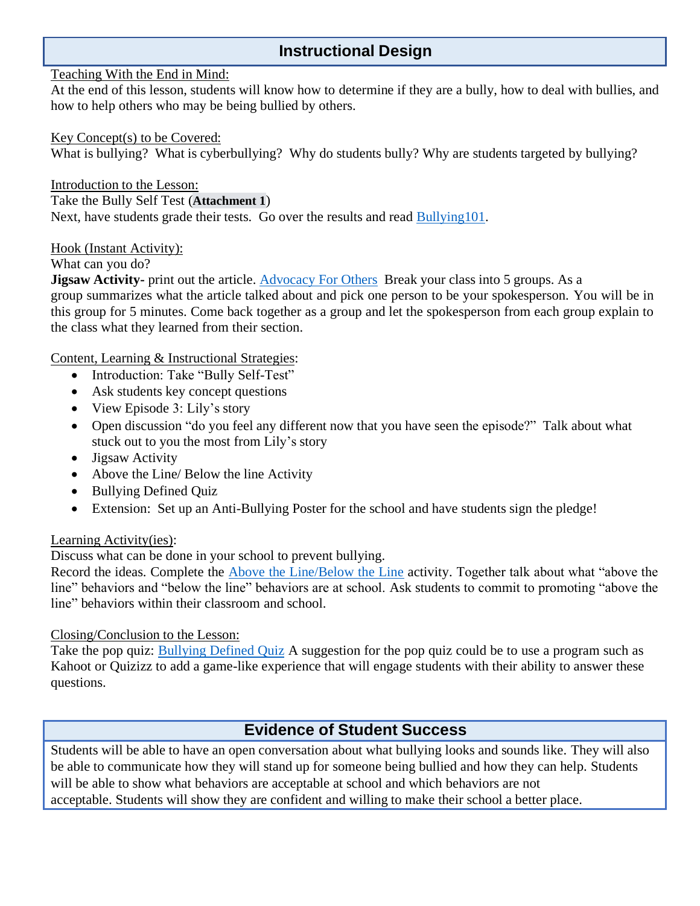## Instructional Design

Teaching With the End in Mind:

At the end of this lesson, students will know how to determine if they are a bully, how to deal with bullies, and how to help others who may be being bullied by others.

Key Concept(s) to be Covered:

What is bullying? What is cyberbullying? Why do students bully? Why are students targeted by bullying?

Introduction to the Lesson:

Take the Bully Self Test (**Attachment 1**)

Next, have students grade their tests. Go over the results and read Bullying101.

Hook (Instant Activity):

What can you do?

**Jigsaw Activity-** print out the article. Advocacy For Others Break your class into 5 groups. As a group summarizes what the article talked about and pick one person to be your spokesperson. You will be in this group for 5 minutes. Come back together as a group and let the spokesperson from each group explain to the class what they learned from their section.

Content, Learning & Instructional Strategies:

- Introduction: Take "Bully Self-Test"
- Ask students key concept questions
- View Episode 3: Lily's story
- Open discussion "do you feel any different now that you have seen the episode?" Talk about what stuck out to you the most from Lily's story
- Jigsaw Activity
- Above the Line/ Below the line Activity
- Bullying Defined Quiz
- Extension: Set up an Anti-Bullying Poster for the school and have students sign the pledge!

Learning Activity(ies):

Discuss what can be done in your school to prevent bullying.

Record the ideas. Complete the Above the Line/Below the Line activity. Together talk about what "above the line" behaviors and "below the line" behaviors are at school. Ask students to commit to promoting "above the line" behaviors within their classroom and school.

Closing/Conclusion to the Lesson:

Take the pop quiz: Bullying Defined Quiz A suggestion for the pop quiz could be to use a program such as Kahoot or Quizizz to add a game-like experience that will engage students with their ability to answer these questions.

## Evidence of Student Success

Students will be able to have an open conversation about what bullying looks and sounds like. They will also be able to communicate how they will stand up for someone being bullied and how they can help. Students will be able to show what behaviors are acceptable at school and which behaviors are not acceptable. Students will show they are confident and willing to make their school a better place.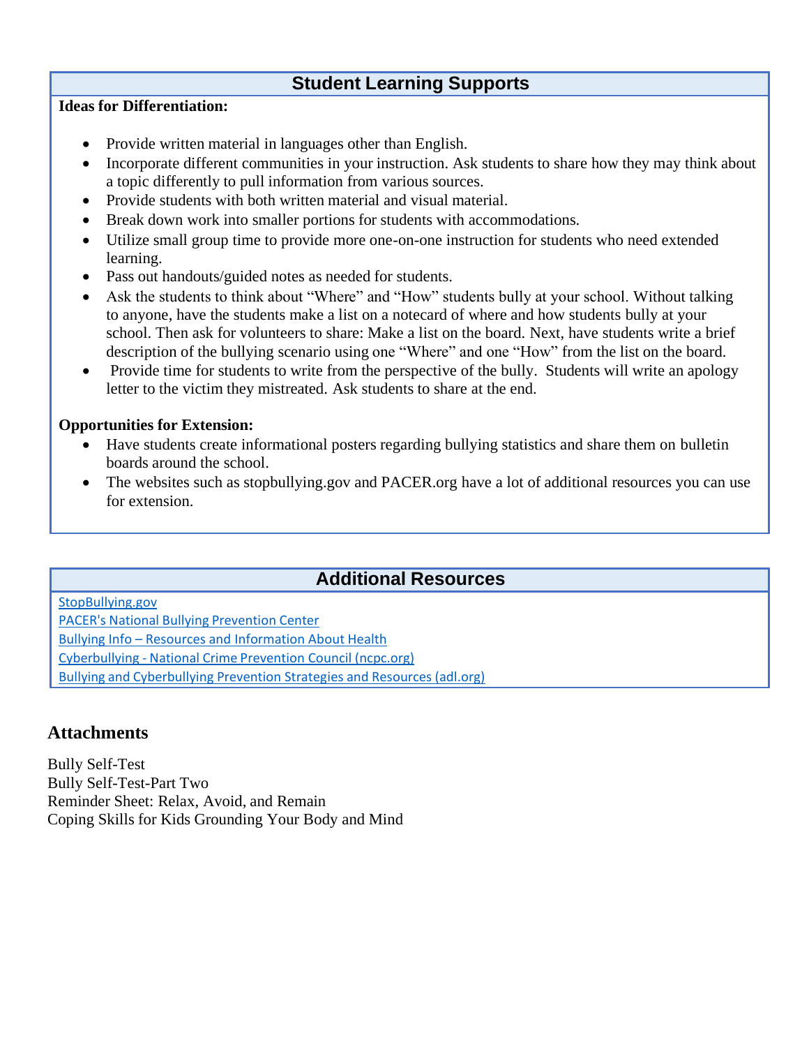## Student Learning Supports

**Ideas for Differentiation:**

- Provide written material in languages other than English.
- Incorporate different communities in your instruction. Ask students to share how they may think about a topic differently to pull information from various sources.
- Provide students with both written material and visual material.
- Break down work into smaller portions for students with accommodations.
- Utilize small group time to provide more one-on-one instruction for students who need extended learning.
- Pass out handouts/guided notes as needed for students.
- Ask the students to think about "Where" and "How" students bully at your school. Without talking to anyone, have the students make a list on a notecard of where and how students bully at your school. Then ask for volunteers to share: Make a list on the board. Next, have students write a brief description of the bullying scenario using one "Where" and one "How" from the list on the board.
- Provide time for students to write from the perspective of the bully. Students will write an apology letter to the victim they mistreated. Ask students to share at the end.

**Opportunities for Extension:**

- Have students create informational posters regarding bullying statistics and share them on bulletin boards around the school.
- The websites such as stopbullying.gov and PACER.org have a lot of additional resources you can use for extension.

## Additional Resources

StopBullying.gov
PACER's National Bullying Prevention Center
Bullying Info – Resources and Information About Health
Cyberbullying - National Crime Prevention Council (ncpc.org)
Bullying and Cyberbullying Prevention Strategies and Resources (adl.org)

## Attachments

Bully Self-Test
Bully Self-Test-Part Two
Reminder Sheet: Relax, Avoid, and Remain
Coping Skills for Kids Grounding Your Body and Mind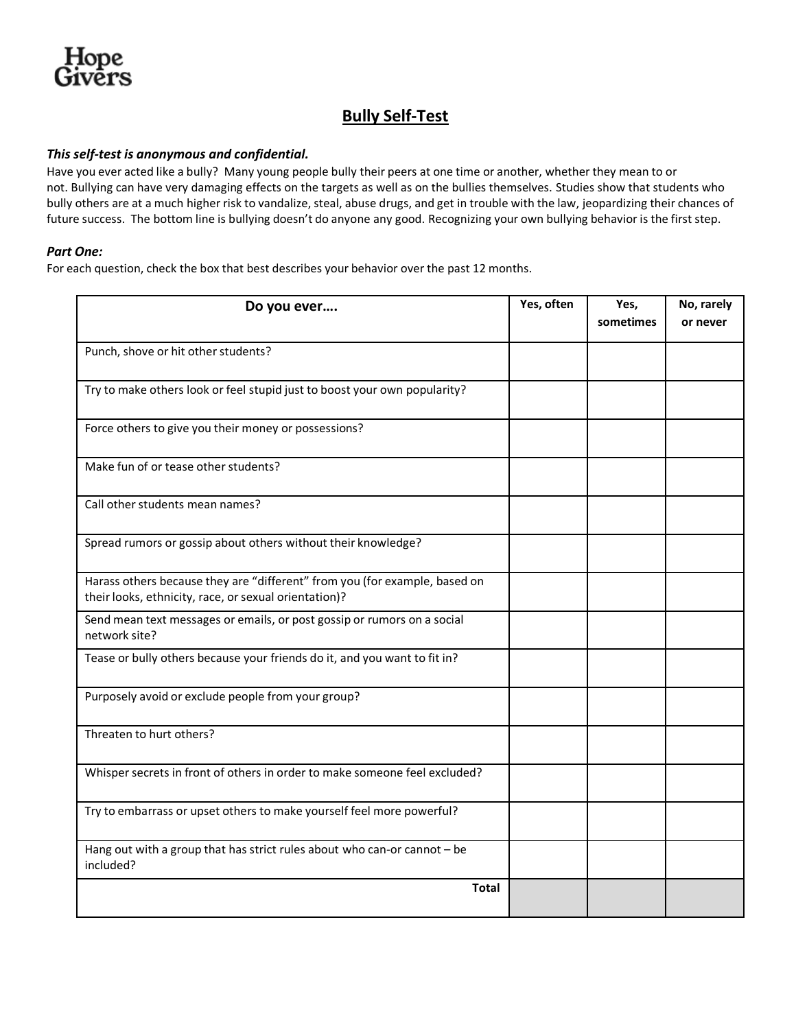Hope Givers

## Bully Self-Test

***This self-test is anonymous and confidential.***

Have you ever acted like a bully? Many young people bully their peers at one time or another, whether they mean to or not. Bullying can have very damaging effects on the targets as well as on the bullies themselves. Studies show that students who bully others are at a much higher risk to vandalize, steal, abuse drugs, and get in trouble with the law, jeopardizing their chances of future success. The bottom line is bullying doesn't do anyone any good. Recognizing your own bullying behavior is the first step.

***Part One:***

For each question, check the box that best describes your behavior over the past 12 months.

| Do you ever…. | Yes, often | Yes, sometimes | No, rarely or never |
|---|---|---|---|
| Punch, shove or hit other students? | | | |
| Try to make others look or feel stupid just to boost your own popularity? | | | |
| Force others to give you their money or possessions? | | | |
| Make fun of or tease other students? | | | |
| Call other students mean names? | | | |
| Spread rumors or gossip about others without their knowledge? | | | |
| Harass others because they are "different" from you (for example, based on their looks, ethnicity, race, or sexual orientation)? | | | |
| Send mean text messages or emails, or post gossip or rumors on a social network site? | | | |
| Tease or bully others because your friends do it, and you want to fit in? | | | |
| Purposely avoid or exclude people from your group? | | | |
| Threaten to hurt others? | | | |
| Whisper secrets in front of others in order to make someone feel excluded? | | | |
| Try to embarrass or upset others to make yourself feel more powerful? | | | |
| Hang out with a group that has strict rules about who can-or cannot – be included? | | | |
| **Total** | | | |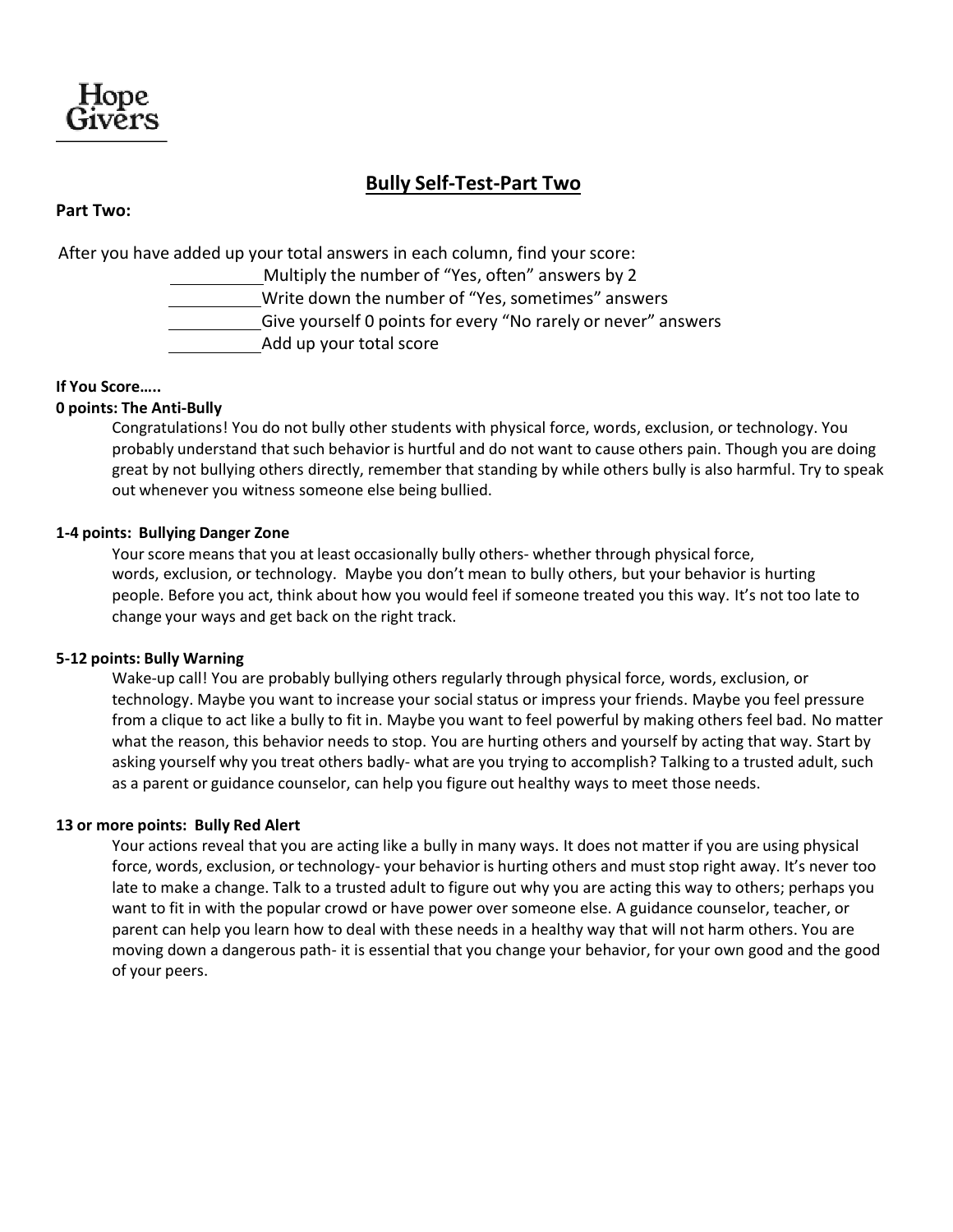Hope Givers

## Bully Self-Test-Part Two

**Part Two:**

After you have added up your total answers in each column, find your score:

__________Multiply the number of “Yes, often” answers by 2

__________Write down the number of “Yes, sometimes” answers

__________Give yourself 0 points for every “No rarely or never” answers

__________Add up your total score

**If You Score…..**

**0 points: The Anti-Bully**

Congratulations! You do not bully other students with physical force, words, exclusion, or technology. You probably understand that such behavior is hurtful and do not want to cause others pain. Though you are doing great by not bullying others directly, remember that standing by while others bully is also harmful. Try to speak out whenever you witness someone else being bullied.

**1-4 points: Bullying Danger Zone**

Your score means that you at least occasionally bully others- whether through physical force, words, exclusion, or technology. Maybe you don’t mean to bully others, but your behavior is hurting people. Before you act, think about how you would feel if someone treated you this way. It’s not too late to change your ways and get back on the right track.

**5-12 points: Bully Warning**

Wake-up call! You are probably bullying others regularly through physical force, words, exclusion, or technology. Maybe you want to increase your social status or impress your friends. Maybe you feel pressure from a clique to act like a bully to fit in. Maybe you want to feel powerful by making others feel bad. No matter what the reason, this behavior needs to stop. You are hurting others and yourself by acting that way. Start by asking yourself why you treat others badly- what are you trying to accomplish? Talking to a trusted adult, such as a parent or guidance counselor, can help you figure out healthy ways to meet those needs.

**13 or more points: Bully Red Alert**

Your actions reveal that you are acting like a bully in many ways. It does not matter if you are using physical force, words, exclusion, or technology- your behavior is hurting others and must stop right away. It’s never too late to make a change. Talk to a trusted adult to figure out why you are acting this way to others; perhaps you want to fit in with the popular crowd or have power over someone else. A guidance counselor, teacher, or parent can help you learn how to deal with these needs in a healthy way that will not harm others. You are moving down a dangerous path- it is essential that you change your behavior, for your own good and the good of your peers.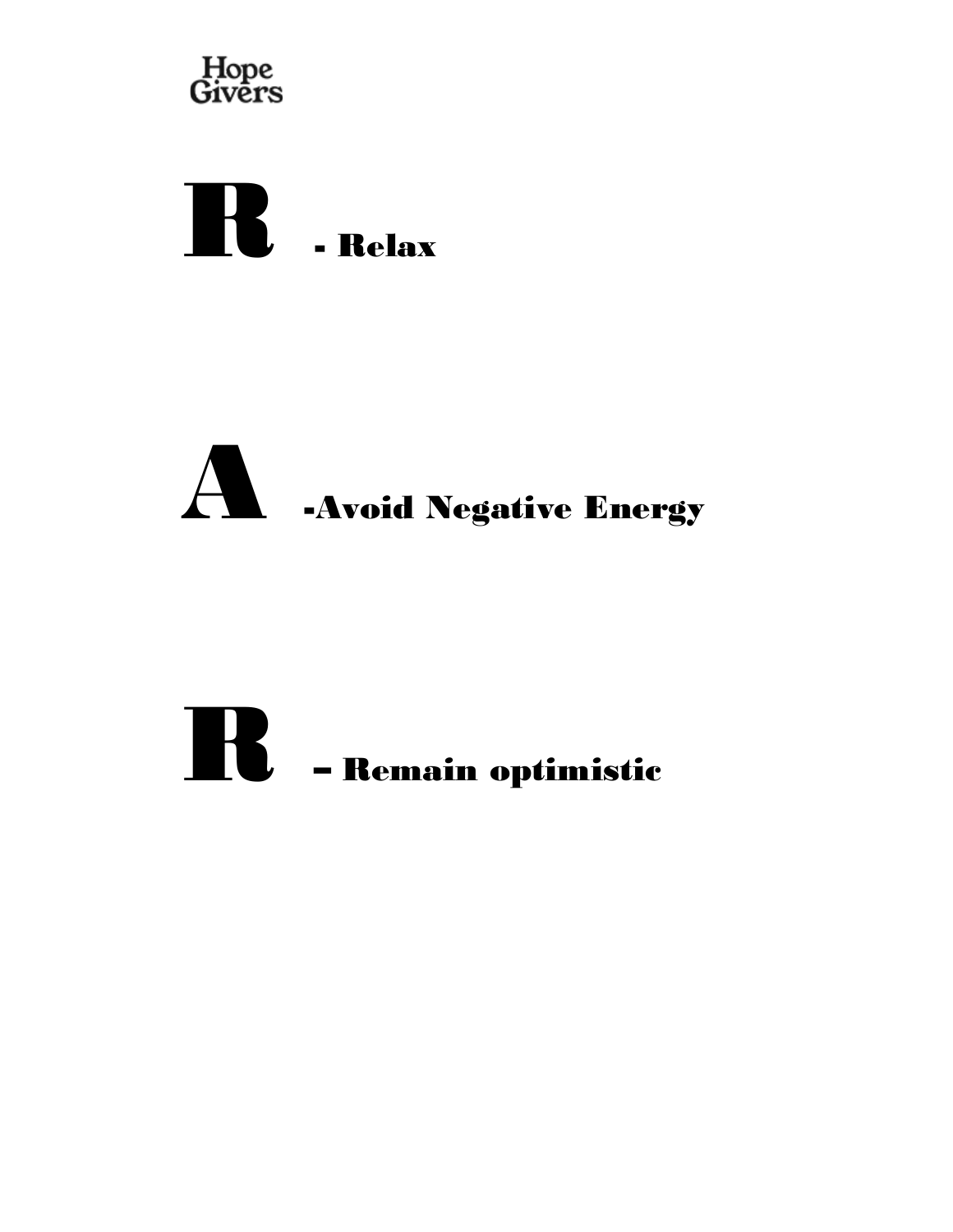Hope Givers

# R - Relax

# A -Avoid Negative Energy

# R – Remain optimistic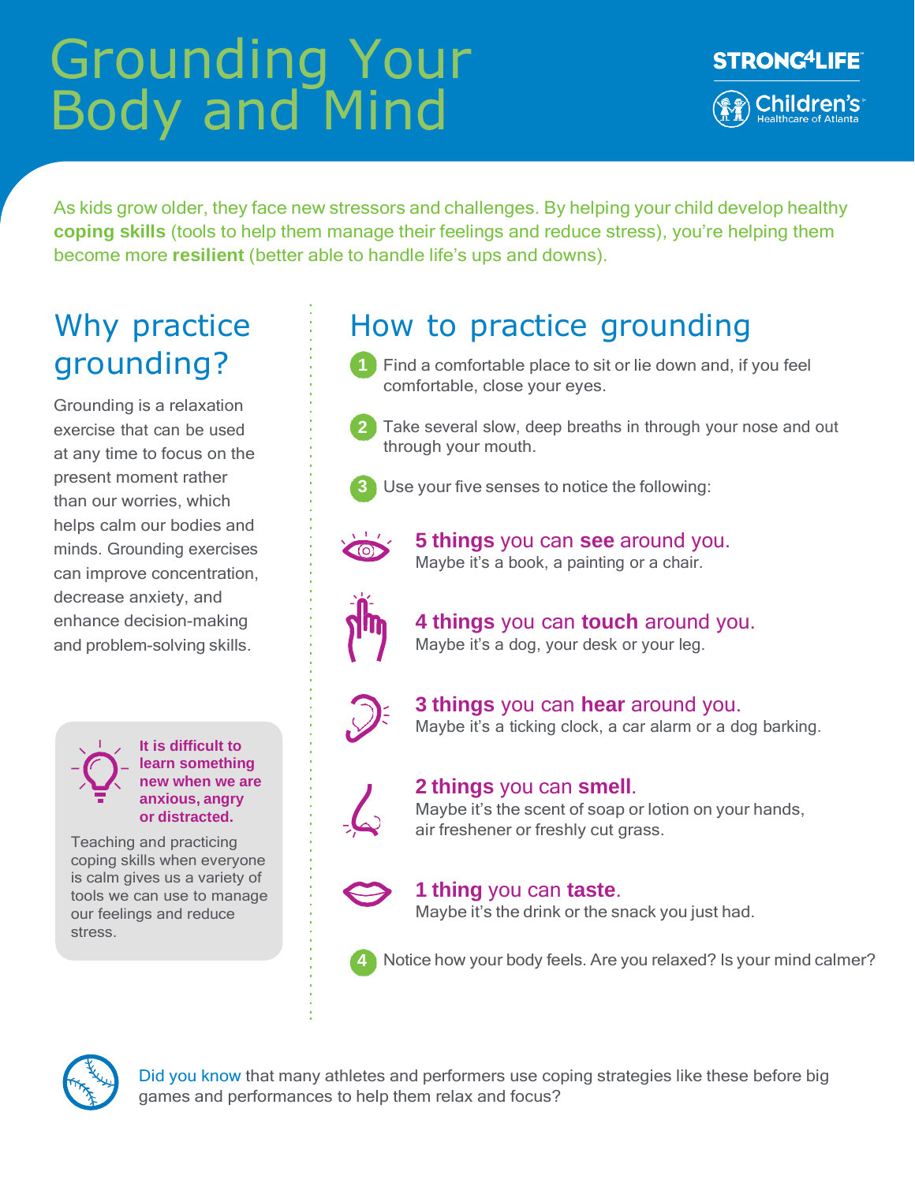# Grounding Your Body and Mind

STRONG4LIFE

Children's Healthcare of Atlanta

As kids grow older, they face new stressors and challenges. By helping your child develop healthy **coping skills** (tools to help them manage their feelings and reduce stress), you're helping them become more **resilient** (better able to handle life's ups and downs).

## Why practice grounding?

Grounding is a relaxation exercise that can be used at any time to focus on the present moment rather than our worries, which helps calm our bodies and minds. Grounding exercises can improve concentration, decrease anxiety, and enhance decision-making and problem-solving skills.

**It is difficult to learn something new when we are anxious, angry or distracted.**

Teaching and practicing coping skills when everyone is calm gives us a variety of tools we can use to manage our feelings and reduce stress.

## How to practice grounding

1. Find a comfortable place to sit or lie down and, if you feel comfortable, close your eyes.
2. Take several slow, deep breaths in through your nose and out through your mouth.
3. Use your five senses to notice the following:

   **5 things** you can **see** around you.
   Maybe it's a book, a painting or a chair.

   **4 things** you can **touch** around you.
   Maybe it's a dog, your desk or your leg.

   **3 things** you can **hear** around you.
   Maybe it's a ticking clock, a car alarm or a dog barking.

   **2 things** you can **smell**.
   Maybe it's the scent of soap or lotion on your hands, air freshener or freshly cut grass.

   **1 thing** you can **taste**.
   Maybe it's the drink or the snack you just had.

4. Notice how your body feels. Are you relaxed? Is your mind calmer?

Did you know that many athletes and performers use coping strategies like these before big games and performances to help them relax and focus?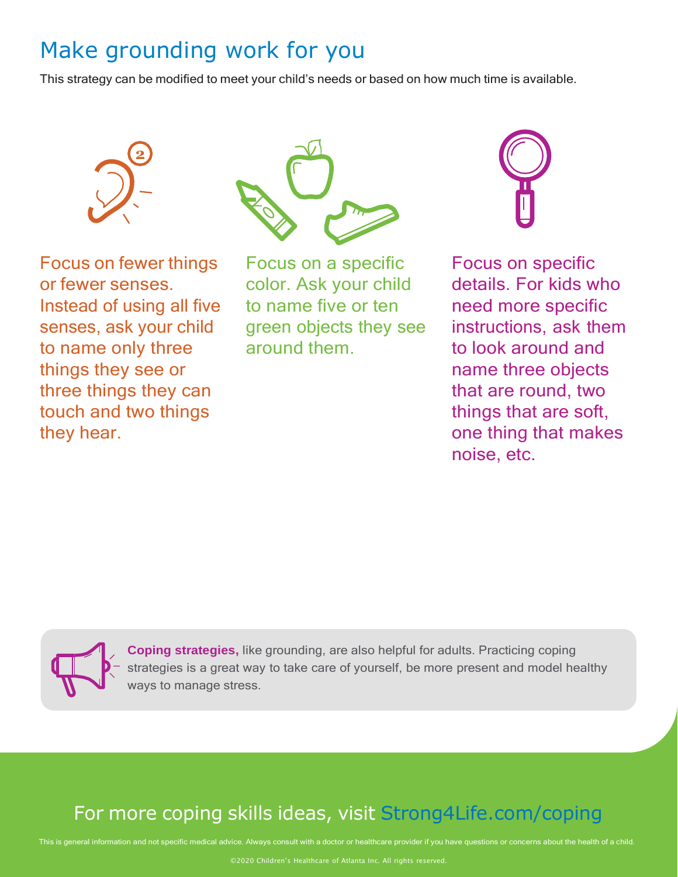# Make grounding work for you

This strategy can be modified to meet your child's needs or based on how much time is available.

Focus on fewer things or fewer senses. Instead of using all five senses, ask your child to name only three things they see or three things they can touch and two things they hear.

Focus on a specific color. Ask your child to name five or ten green objects they see around them.

Focus on specific details. For kids who need more specific instructions, ask them to look around and name three objects that are round, two things that are soft, one thing that makes noise, etc.

**Coping strategies,** like grounding, are also helpful for adults. Practicing coping strategies is a great way to take care of yourself, be more present and model healthy ways to manage stress.

For more coping skills ideas, visit Strong4Life.com/coping

This is general information and not specific medical advice. Always consult with a doctor or healthcare provider if you have questions or concerns about the health of a child.

©2020 Children's Healthcare of Atlanta Inc. All rights reserved.